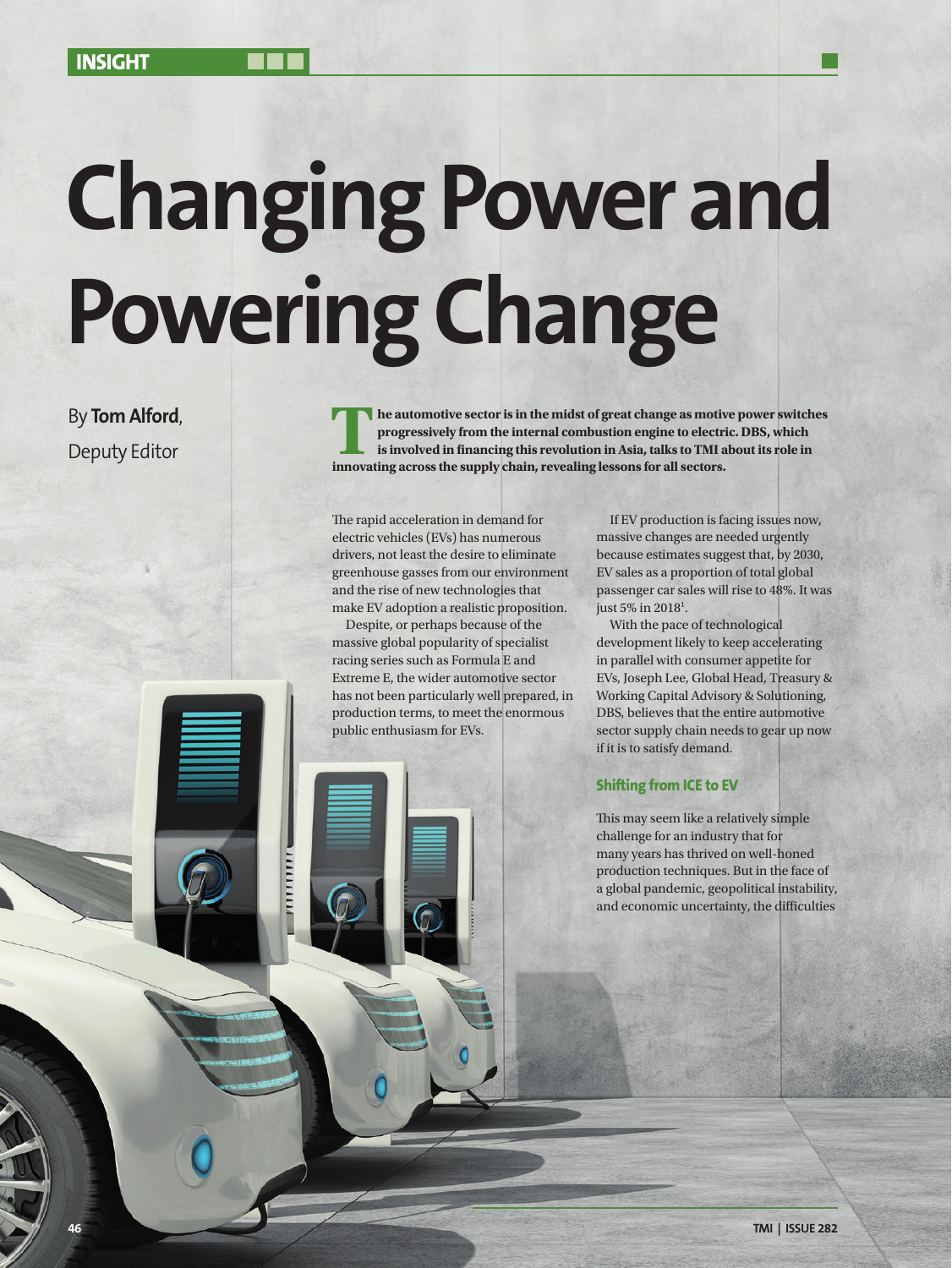INSIGHT

# Changing Power and Powering Change

By **Tom Alford**, Deputy Editor

**The automotive sector is in the midst of great change as motive power switches progressively from the internal combustion engine to electric. DBS, which is involved in financing this revolution in Asia, talks to TMI about its role in innovating across the supply chain, revealing lessons for all sectors.**

The rapid acceleration in demand for electric vehicles (EVs) has numerous drivers, not least the desire to eliminate greenhouse gasses from our environment and the rise of new technologies that make EV adoption a realistic proposition.

Despite, or perhaps because of the massive global popularity of specialist racing series such as Formula E and Extreme E, the wider automotive sector has not been particularly well prepared, in production terms, to meet the enormous public enthusiasm for EVs.

If EV production is facing issues now, massive changes are needed urgently because estimates suggest that, by 2030, EV sales as a proportion of total global passenger car sales will rise to 48%. It was just 5% in 2018[1].

With the pace of technological development likely to keep accelerating in parallel with consumer appetite for EVs, Joseph Lee, Global Head, Treasury & Working Capital Advisory & Solutioning, DBS, believes that the entire automotive sector supply chain needs to gear up now if it is to satisfy demand.

## Shifting from ICE to EV

This may seem like a relatively simple challenge for an industry that for many years has thrived on well-honed production techniques. But in the face of a global pandemic, geopolitical instability, and economic uncertainty, the difficulties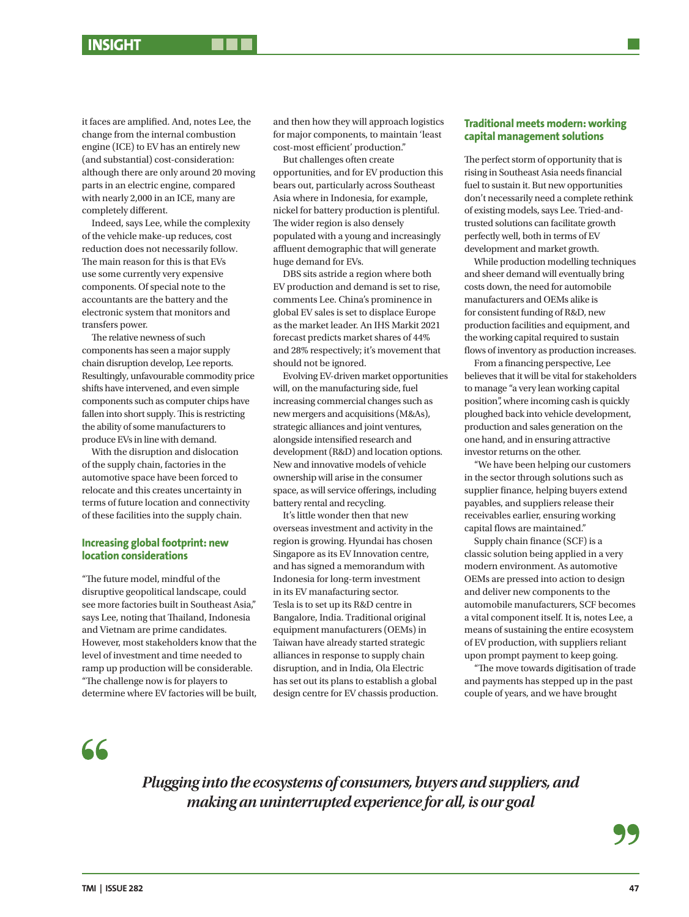it faces are amplified. And, notes Lee, the change from the internal combustion engine (ICE) to EV has an entirely new (and substantial) cost-consideration: although there are only around 20 moving parts in an electric engine, compared with nearly 2,000 in an ICE, many are completely different.

Indeed, says Lee, while the complexity of the vehicle make-up reduces, cost reduction does not necessarily follow. The main reason for this is that EVs use some currently very expensive components. Of special note to the accountants are the battery and the electronic system that monitors and transfers power.

The relative newness of such components has seen a major supply chain disruption develop, Lee reports. Resultingly, unfavourable commodity price shifts have intervened, and even simple components such as computer chips have fallen into short supply. This is restricting the ability of some manufacturers to produce EVs in line with demand.

With the disruption and dislocation of the supply chain, factories in the automotive space have been forced to relocate and this creates uncertainty in terms of future location and connectivity of these facilities into the supply chain.

## Increasing global footprint: new location considerations

"The future model, mindful of the disruptive geopolitical landscape, could see more factories built in Southeast Asia," says Lee, noting that Thailand, Indonesia and Vietnam are prime candidates. However, most stakeholders know that the level of investment and time needed to ramp up production will be considerable. "The challenge now is for players to determine where EV factories will be built, and then how they will approach logistics for major components, to maintain 'least cost-most efficient' production."

But challenges often create opportunities, and for EV production this bears out, particularly across Southeast Asia where in Indonesia, for example, nickel for battery production is plentiful. The wider region is also densely populated with a young and increasingly affluent demographic that will generate huge demand for EVs.

DBS sits astride a region where both EV production and demand is set to rise, comments Lee. China's prominence in global EV sales is set to displace Europe as the market leader. An IHS Markit 2021 forecast predicts market shares of 44% and 28% respectively; it's movement that should not be ignored.

Evolving EV-driven market opportunities will, on the manufacturing side, fuel increasing commercial changes such as new mergers and acquisitions (M&As), strategic alliances and joint ventures, alongside intensified research and development (R&D) and location options. New and innovative models of vehicle ownership will arise in the consumer space, as will service offerings, including battery rental and recycling.

It's little wonder then that new overseas investment and activity in the region is growing. Hyundai has chosen Singapore as its EV Innovation centre, and has signed a memorandum with Indonesia for long-term investment in its EV manafacturing sector. Tesla is to set up its R&D centre in Bangalore, India. Traditional original equipment manufacturers (OEMs) in Taiwan have already started strategic alliances in response to supply chain disruption, and in India, Ola Electric has set out its plans to establish a global design centre for EV chassis production.

## Traditional meets modern: working capital management solutions

The perfect storm of opportunity that is rising in Southeast Asia needs financial fuel to sustain it. But new opportunities don't necessarily need a complete rethink of existing models, says Lee. Tried-and-trusted solutions can facilitate growth perfectly well, both in terms of EV development and market growth.

While production modelling techniques and sheer demand will eventually bring costs down, the need for automobile manufacturers and OEMs alike is for consistent funding of R&D, new production facilities and equipment, and the working capital required to sustain flows of inventory as production increases.

From a financing perspective, Lee believes that it will be vital for stakeholders to manage "a very lean working capital position", where incoming cash is quickly ploughed back into vehicle development, production and sales generation on the one hand, and in ensuring attractive investor returns on the other.

"We have been helping our customers in the sector through solutions such as supplier finance, helping buyers extend payables, and suppliers release their receivables earlier, ensuring working capital flows are maintained."

Supply chain finance (SCF) is a classic solution being applied in a very modern environment. As automotive OEMs are pressed into action to design and deliver new components to the automobile manufacturers, SCF becomes a vital component itself. It is, notes Lee, a means of sustaining the entire ecosystem of EV production, with suppliers reliant upon prompt payment to keep going.

"The move towards digitisation of trade and payments has stepped up in the past couple of years, and we have brought

> *Plugging into the ecosystems of consumers, buyers and suppliers, and making an uninterrupted experience for all, is our goal*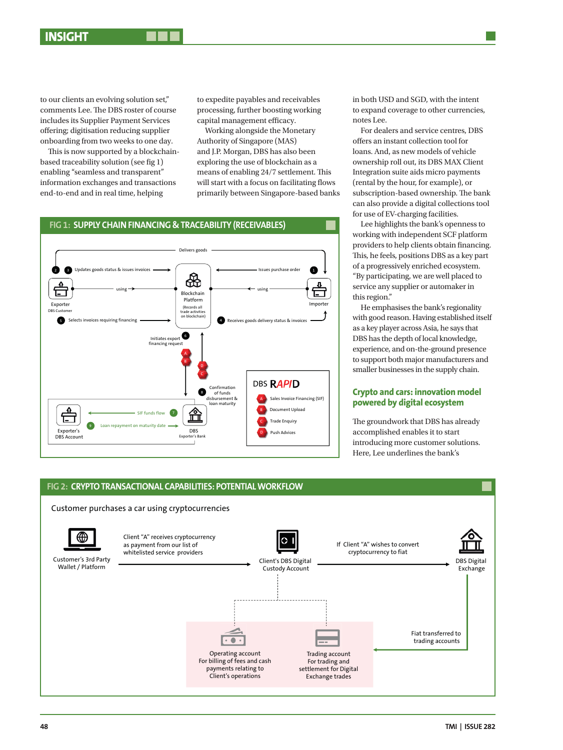to our clients an evolving solution set," comments Lee. The DBS roster of course includes its Supplier Payment Services offering; digitisation reducing supplier onboarding from two weeks to one day.

This is now supported by a blockchain-based traceability solution (see fig 1) enabling "seamless and transparent" information exchanges and transactions end-to-end and in real time, helping to expedite payables and receivables processing, further boosting working capital management efficacy.

Working alongside the Monetary Authority of Singapore (MAS) and J.P. Morgan, DBS has also been exploring the use of blockchain as a means of enabling 24/7 settlement. This will start with a focus on facilitating flows primarily between Singapore-based banks in both USD and SGD, with the intent to expand coverage to other currencies, notes Lee.

For dealers and service centres, DBS offers an instant collection tool for loans. And, as new models of vehicle ownership roll out, its DBS MAX Client Integration suite aids micro payments (rental by the hour, for example), or subscription-based ownership. The bank can also provide a digital collections tool for use of EV-charging facilities.

Lee highlights the bank's openness to working with independent SCF platform providers to help clients obtain financing. This, he feels, positions DBS as a key part of a progressively enriched ecosystem. "By participating, we are well placed to service any supplier or automaker in this region."

He emphasises the bank's regionality with good reason. Having established itself as a key player across Asia, he says that DBS has the depth of local knowledge, experience, and on-the-ground presence to support both major manufacturers and smaller businesses in the supply chain.

## Crypto and cars: innovation model powered by digital ecosystem

The groundwork that DBS has already accomplished enables it to start introducing more customer solutions. Here, Lee underlines the bank's

**FIG 1: SUPPLY CHAIN FINANCING & TRACEABILITY (RECEIVABLES)**

Delivers goods

1. Issues purchase order
2. Delivers goods
3. Updates goods status & issues invoices
4. Receives goods delivery status & invoices
5. Selects invoices requiring financing
6. Initiates export financing request
7. SIF funds flow
8. Confirmation of funds disbursement & loan maturity
9. Loan repayment on maturity date

Exporter (DBS Customer) — using → Blockchain Platform (Records all trade activities on blockchain) ← using — Importer

Exporter's DBS Account — DBS (Exporter's Bank)

DBS RAPID
- A: Sales Invoice Financing (SIF)
- B: Document Upload
- C: Trade Enquiry
- D: Push Advices

**FIG 2: CRYPTO TRANSACTIONAL CAPABILITIES: POTENTIAL WORKFLOW**

Customer purchases a car using cryptocurrencies

- Customer's 3rd Party Wallet / Platform → Client "A" receives cryptocurrency as payment from our list of whitelisted service providers → Client's DBS Digital Custody Account
- Client's DBS Digital Custody Account → If Client "A" wishes to convert cryptocurrency to fiat → DBS Digital Exchange
- DBS Digital Exchange → Fiat transferred to trading accounts
- Operating account: For billing of fees and cash payments relating to Client's operations
- Trading account: For trading and settlement for Digital Exchange trades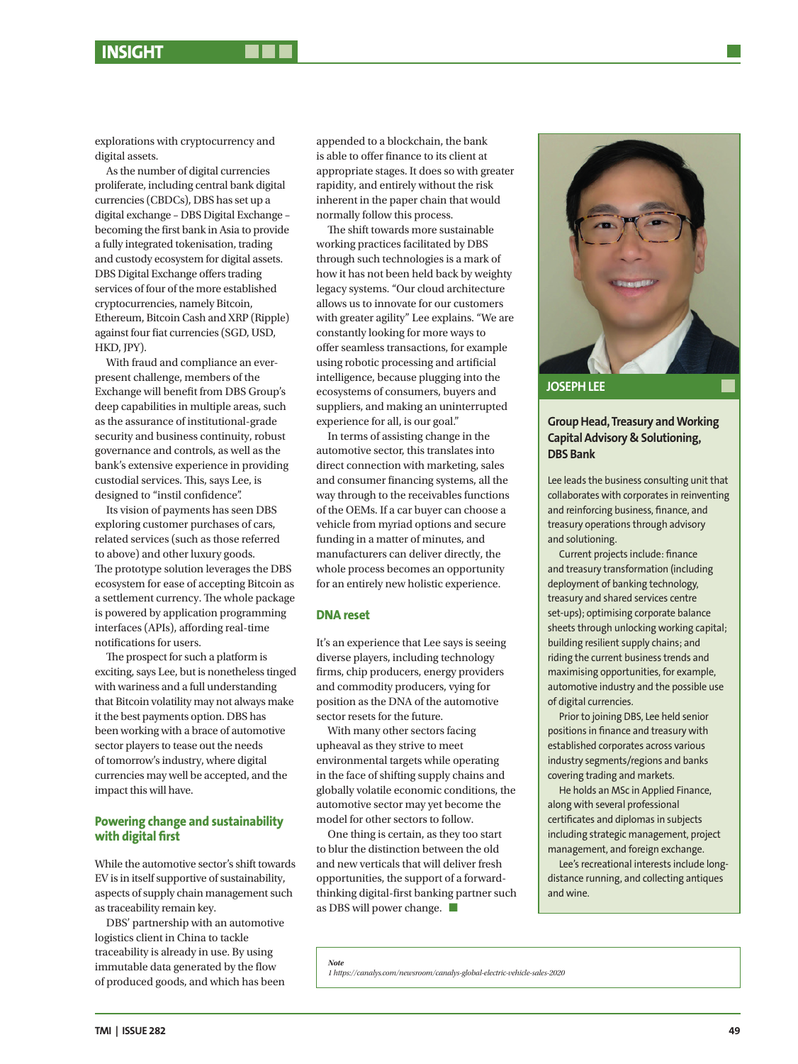explorations with cryptocurrency and digital assets.

As the number of digital currencies proliferate, including central bank digital currencies (CBDCs), DBS has set up a digital exchange – DBS Digital Exchange – becoming the first bank in Asia to provide a fully integrated tokenisation, trading and custody ecosystem for digital assets. DBS Digital Exchange offers trading services of four of the more established cryptocurrencies, namely Bitcoin, Ethereum, Bitcoin Cash and XRP (Ripple) against four fiat currencies (SGD, USD, HKD, JPY).

With fraud and compliance an ever-present challenge, members of the Exchange will benefit from DBS Group's deep capabilities in multiple areas, such as the assurance of institutional-grade security and business continuity, robust governance and controls, as well as the bank's extensive experience in providing custodial services. This, says Lee, is designed to "instil confidence".

Its vision of payments has seen DBS exploring customer purchases of cars, related services (such as those referred to above) and other luxury goods. The prototype solution leverages the DBS ecosystem for ease of accepting Bitcoin as a settlement currency. The whole package is powered by application programming interfaces (APIs), affording real-time notifications for users.

The prospect for such a platform is exciting, says Lee, but is nonetheless tinged with wariness and a full understanding that Bitcoin volatility may not always make it the best payments option. DBS has been working with a brace of automotive sector players to tease out the needs of tomorrow's industry, where digital currencies may well be accepted, and the impact this will have.

## Powering change and sustainability with digital first

While the automotive sector's shift towards EV is in itself supportive of sustainability, aspects of supply chain management such as traceability remain key.

DBS' partnership with an automotive logistics client in China to tackle traceability is already in use. By using immutable data generated by the flow of produced goods, and which has been appended to a blockchain, the bank is able to offer finance to its client at appropriate stages. It does so with greater rapidity, and entirely without the risk inherent in the paper chain that would normally follow this process.

The shift towards more sustainable working practices facilitated by DBS through such technologies is a mark of how it has not been held back by weighty legacy systems. "Our cloud architecture allows us to innovate for our customers with greater agility" Lee explains. "We are constantly looking for more ways to offer seamless transactions, for example using robotic processing and artificial intelligence, because plugging into the ecosystems of consumers, buyers and suppliers, and making an uninterrupted experience for all, is our goal."

In terms of assisting change in the automotive sector, this translates into direct connection with marketing, sales and consumer financing systems, all the way through to the receivables functions of the OEMs. If a car buyer can choose a vehicle from myriad options and secure funding in a matter of minutes, and manufacturers can deliver directly, the whole process becomes an opportunity for an entirely new holistic experience.

## DNA reset

It's an experience that Lee says is seeing diverse players, including technology firms, chip producers, energy providers and commodity producers, vying for position as the DNA of the automotive sector resets for the future.

With many other sectors facing upheaval as they strive to meet environmental targets while operating in the face of shifting supply chains and globally volatile economic conditions, the automotive sector may yet become the model for other sectors to follow.

One thing is certain, as they too start to blur the distinction between the old and new verticals that will deliver fresh opportunities, the support of a forward-thinking digital-first banking partner such as DBS will power change. ■

**JOSEPH LEE**

**Group Head, Treasury and Working Capital Advisory & Solutioning, DBS Bank**

Lee leads the business consulting unit that collaborates with corporates in reinventing and reinforcing business, finance, and treasury operations through advisory and solutioning.

Current projects include: finance and treasury transformation (including deployment of banking technology, treasury and shared services centre set-ups); optimising corporate balance sheets through unlocking working capital; building resilient supply chains; and riding the current business trends and maximising opportunities, for example, automotive industry and the possible use of digital currencies.

Prior to joining DBS, Lee held senior positions in finance and treasury with established corporates across various industry segments/regions and banks covering trading and markets.

He holds an MSc in Applied Finance, along with several professional certificates and diplomas in subjects including strategic management, project management, and foreign exchange.

Lee's recreational interests include long-distance running, and collecting antiques and wine.

*Note*

*1 https://canalys.com/newsroom/canalys-global-electric-vehicle-sales-2020*